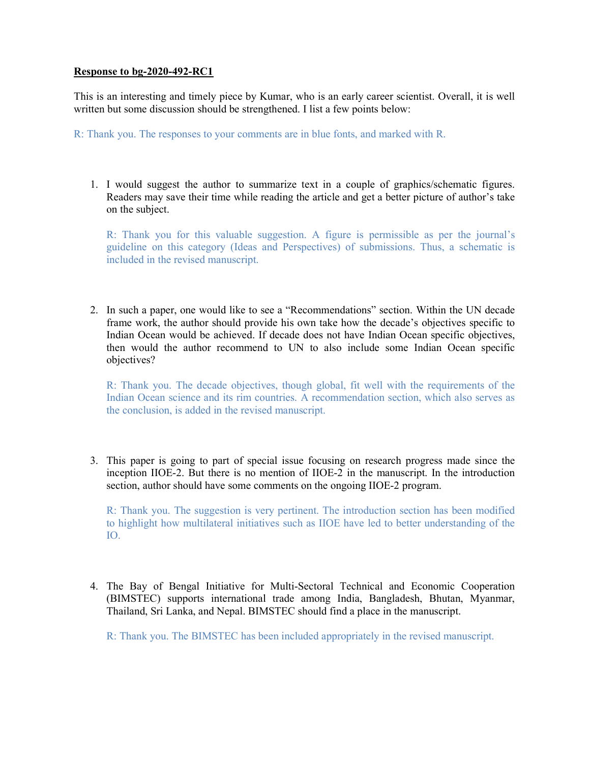**Response to bg-2020-492-RC1**

This is an interesting and timely piece by Kumar, who is an early career scientist. Overall, it is well written but some discussion should be strengthened. I list a few points below:

R: Thank you. The responses to your comments are in blue fonts, and marked with R.

1. I would suggest the author to summarize text in a couple of graphics/schematic figures. Readers may save their time while reading the article and get a better picture of author's take on the subject.

   R: Thank you for this valuable suggestion. A figure is permissible as per the journal's guideline on this category (Ideas and Perspectives) of submissions. Thus, a schematic is included in the revised manuscript.

2. In such a paper, one would like to see a "Recommendations" section. Within the UN decade frame work, the author should provide his own take how the decade's objectives specific to Indian Ocean would be achieved. If decade does not have Indian Ocean specific objectives, then would the author recommend to UN to also include some Indian Ocean specific objectives?

   R: Thank you. The decade objectives, though global, fit well with the requirements of the Indian Ocean science and its rim countries. A recommendation section, which also serves as the conclusion, is added in the revised manuscript.

3. This paper is going to part of special issue focusing on research progress made since the inception IIOE-2. But there is no mention of IIOE-2 in the manuscript. In the introduction section, author should have some comments on the ongoing IIOE-2 program.

   R: Thank you. The suggestion is very pertinent. The introduction section has been modified to highlight how multilateral initiatives such as IIOE have led to better understanding of the IO.

4. The Bay of Bengal Initiative for Multi-Sectoral Technical and Economic Cooperation (BIMSTEC) supports international trade among India, Bangladesh, Bhutan, Myanmar, Thailand, Sri Lanka, and Nepal. BIMSTEC should find a place in the manuscript.

   R: Thank you. The BIMSTEC has been included appropriately in the revised manuscript.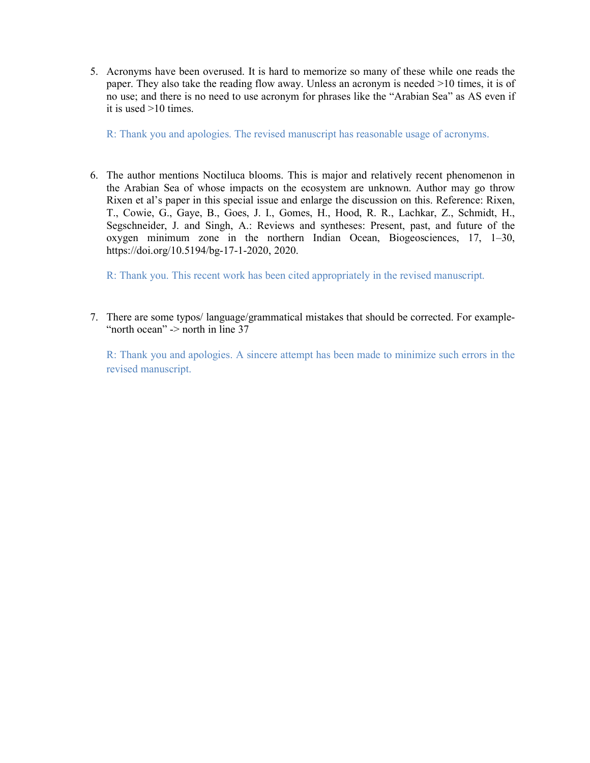5. Acronyms have been overused. It is hard to memorize so many of these while one reads the paper. They also take the reading flow away. Unless an acronym is needed >10 times, it is of no use; and there is no need to use acronym for phrases like the "Arabian Sea" as AS even if it is used >10 times.

   R: Thank you and apologies. The revised manuscript has reasonable usage of acronyms.

6. The author mentions Noctiluca blooms. This is major and relatively recent phenomenon in the Arabian Sea of whose impacts on the ecosystem are unknown. Author may go throw Rixen et al's paper in this special issue and enlarge the discussion on this. Reference: Rixen, T., Cowie, G., Gaye, B., Goes, J. I., Gomes, H., Hood, R. R., Lachkar, Z., Schmidt, H., Segschneider, J. and Singh, A.: Reviews and syntheses: Present, past, and future of the oxygen minimum zone in the northern Indian Ocean, Biogeosciences, 17, 1–30, https://doi.org/10.5194/bg-17-1-2020, 2020.

   R: Thank you. This recent work has been cited appropriately in the revised manuscript.

7. There are some typos/ language/grammatical mistakes that should be corrected. For example- "north ocean" -> north in line 37

   R: Thank you and apologies. A sincere attempt has been made to minimize such errors in the revised manuscript.